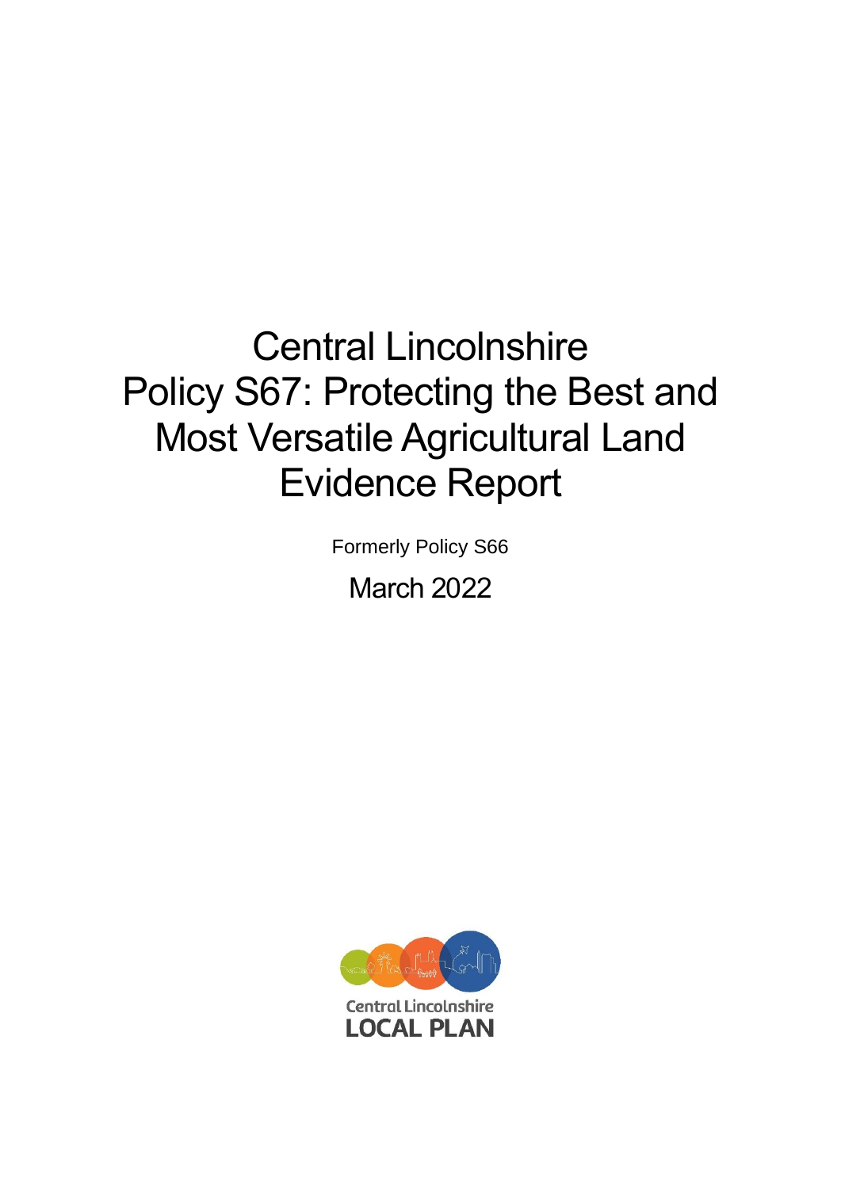# Central Lincolnshire Policy S67: Protecting the Best and Most Versatile Agricultural Land Evidence Report

Formerly Policy S66

March 2022

Central Lincolnshire
LOCAL PLAN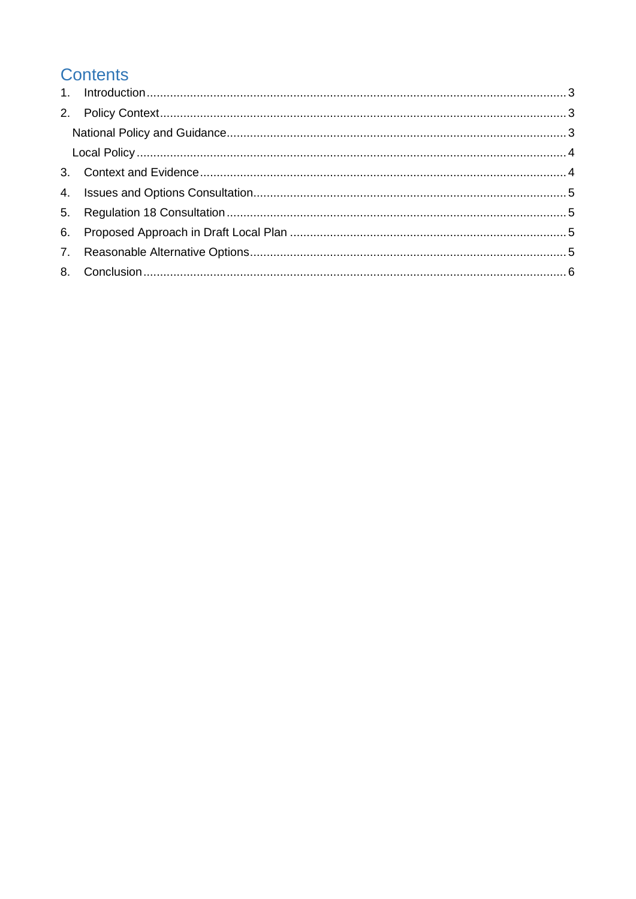# Contents

1. Introduction ..... 3
2. Policy Context ..... 3
   - National Policy and Guidance ..... 3
   - Local Policy ..... 4
3. Context and Evidence ..... 4
4. Issues and Options Consultation ..... 5
5. Regulation 18 Consultation ..... 5
6. Proposed Approach in Draft Local Plan ..... 5
7. Reasonable Alternative Options ..... 5
8. Conclusion ..... 6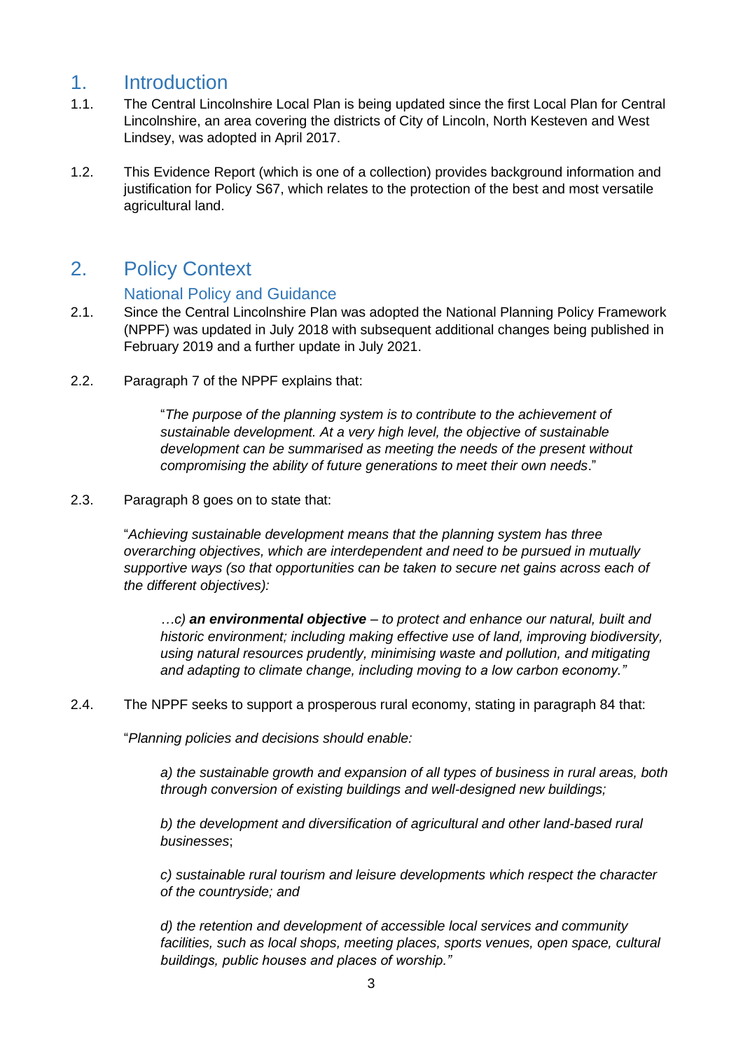# 1. Introduction

1.1. The Central Lincolnshire Local Plan is being updated since the first Local Plan for Central Lincolnshire, an area covering the districts of City of Lincoln, North Kesteven and West Lindsey, was adopted in April 2017.

1.2. This Evidence Report (which is one of a collection) provides background information and justification for Policy S67, which relates to the protection of the best and most versatile agricultural land.

# 2. Policy Context

## National Policy and Guidance

2.1. Since the Central Lincolnshire Plan was adopted the National Planning Policy Framework (NPPF) was updated in July 2018 with subsequent additional changes being published in February 2019 and a further update in July 2021.

2.2. Paragraph 7 of the NPPF explains that:

> "*The purpose of the planning system is to contribute to the achievement of sustainable development. At a very high level, the objective of sustainable development can be summarised as meeting the needs of the present without compromising the ability of future generations to meet their own needs*."

2.3. Paragraph 8 goes on to state that:

"*Achieving sustainable development means that the planning system has three overarching objectives, which are interdependent and need to be pursued in mutually supportive ways (so that opportunities can be taken to secure net gains across each of the different objectives):*

> *…c)* ***an environmental objective*** *– to protect and enhance our natural, built and historic environment; including making effective use of land, improving biodiversity, using natural resources prudently, minimising waste and pollution, and mitigating and adapting to climate change, including moving to a low carbon economy."*

2.4. The NPPF seeks to support a prosperous rural economy, stating in paragraph 84 that:

"*Planning policies and decisions should enable:*

> *a) the sustainable growth and expansion of all types of business in rural areas, both through conversion of existing buildings and well-designed new buildings;*
>
> *b) the development and diversification of agricultural and other land-based rural businesses*;
>
> *c) sustainable rural tourism and leisure developments which respect the character of the countryside; and*
>
> *d) the retention and development of accessible local services and community facilities, such as local shops, meeting places, sports venues, open space, cultural buildings, public houses and places of worship."*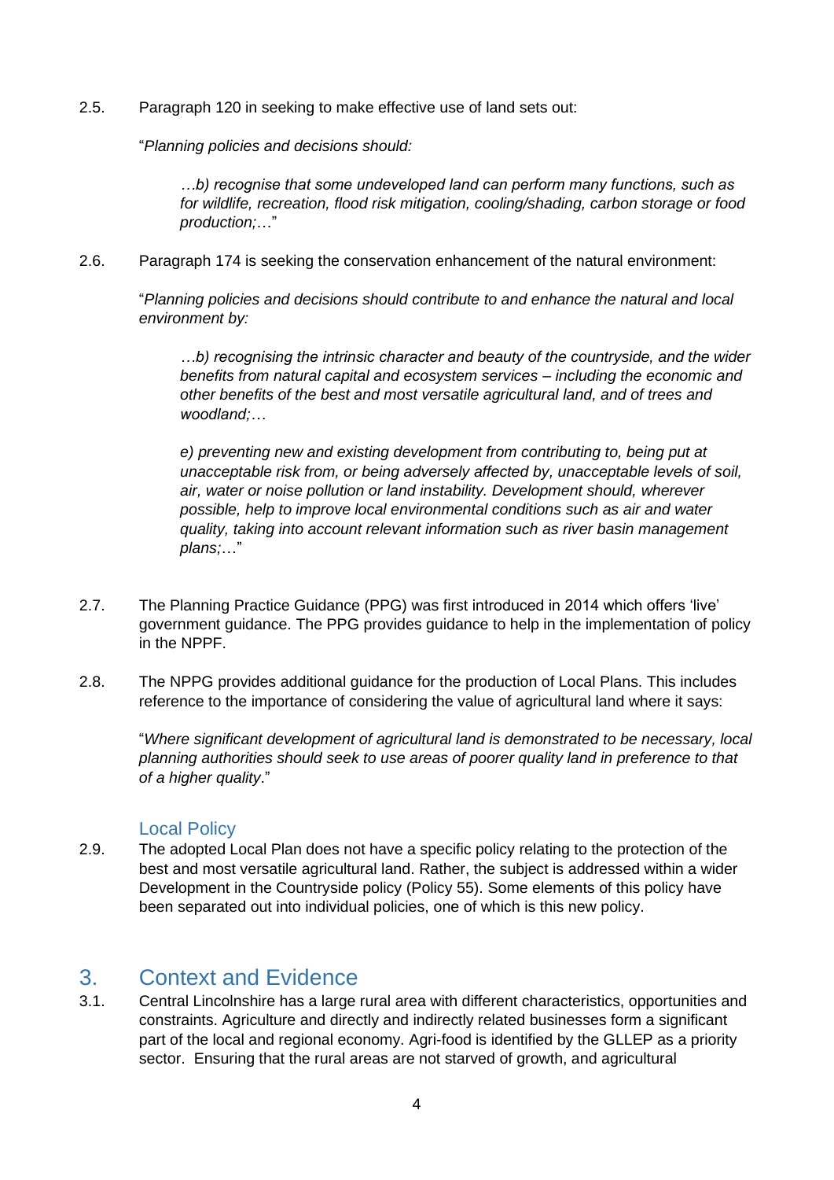2.5. Paragraph 120 in seeking to make effective use of land sets out:

"*Planning policies and decisions should:*

> *…b) recognise that some undeveloped land can perform many functions, such as for wildlife, recreation, flood risk mitigation, cooling/shading, carbon storage or food production;…*"

2.6. Paragraph 174 is seeking the conservation enhancement of the natural environment:

"*Planning policies and decisions should contribute to and enhance the natural and local environment by:*

> *…b) recognising the intrinsic character and beauty of the countryside, and the wider benefits from natural capital and ecosystem services – including the economic and other benefits of the best and most versatile agricultural land, and of trees and woodland;…*
>
> *e) preventing new and existing development from contributing to, being put at unacceptable risk from, or being adversely affected by, unacceptable levels of soil, air, water or noise pollution or land instability. Development should, wherever possible, help to improve local environmental conditions such as air and water quality, taking into account relevant information such as river basin management plans;…*"

2.7. The Planning Practice Guidance (PPG) was first introduced in 2014 which offers 'live' government guidance. The PPG provides guidance to help in the implementation of policy in the NPPF.

2.8. The NPPG provides additional guidance for the production of Local Plans. This includes reference to the importance of considering the value of agricultural land where it says:

"*Where significant development of agricultural land is demonstrated to be necessary, local planning authorities should seek to use areas of poorer quality land in preference to that of a higher quality*."

### Local Policy

2.9. The adopted Local Plan does not have a specific policy relating to the protection of the best and most versatile agricultural land. Rather, the subject is addressed within a wider Development in the Countryside policy (Policy 55). Some elements of this policy have been separated out into individual policies, one of which is this new policy.

## 3. Context and Evidence

3.1. Central Lincolnshire has a large rural area with different characteristics, opportunities and constraints. Agriculture and directly and indirectly related businesses form a significant part of the local and regional economy. Agri-food is identified by the GLLEP as a priority sector. Ensuring that the rural areas are not starved of growth, and agricultural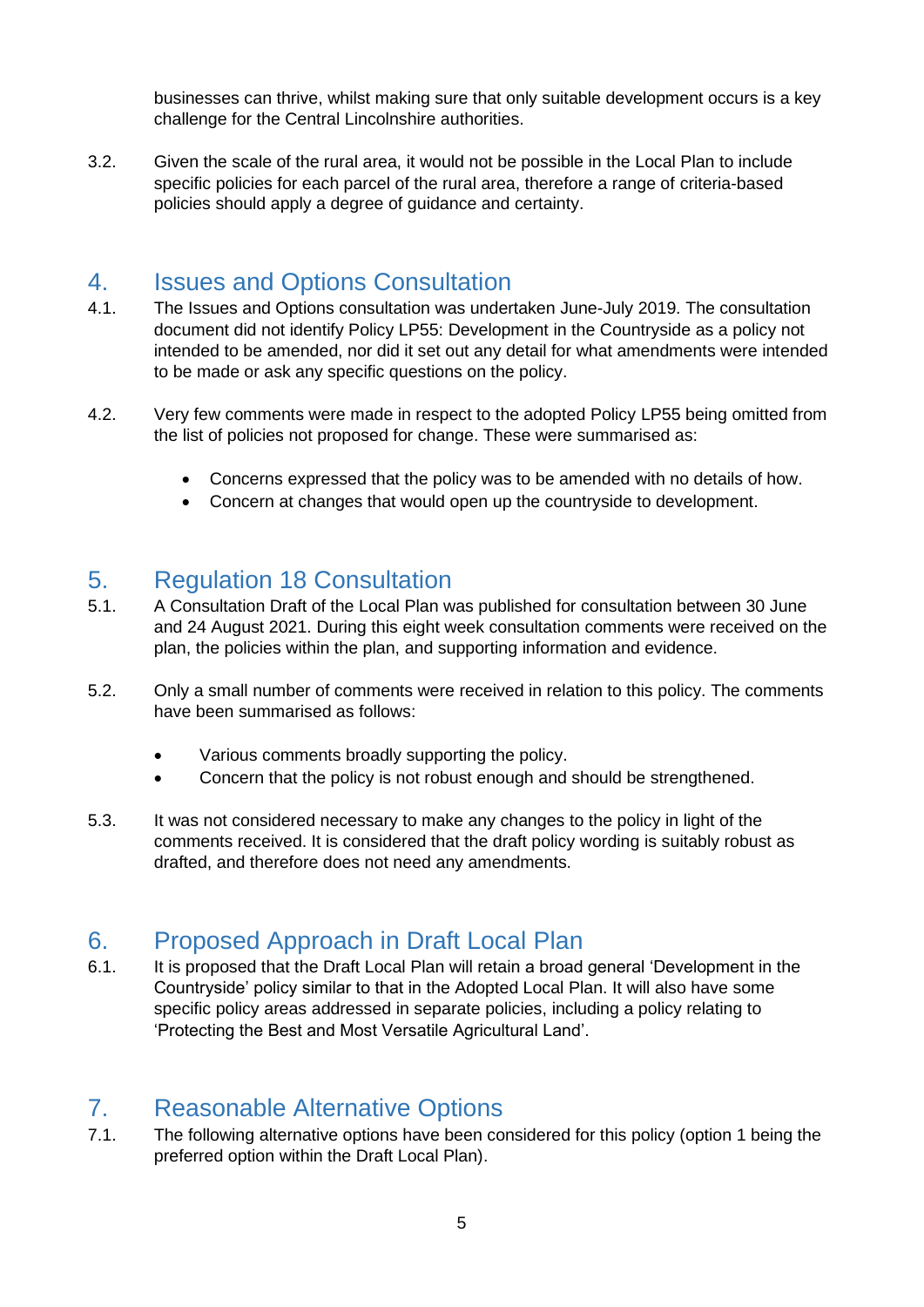businesses can thrive, whilst making sure that only suitable development occurs is a key challenge for the Central Lincolnshire authorities.

3.2. Given the scale of the rural area, it would not be possible in the Local Plan to include specific policies for each parcel of the rural area, therefore a range of criteria-based policies should apply a degree of guidance and certainty.

## 4. Issues and Options Consultation

4.1. The Issues and Options consultation was undertaken June-July 2019. The consultation document did not identify Policy LP55: Development in the Countryside as a policy not intended to be amended, nor did it set out any detail for what amendments were intended to be made or ask any specific questions on the policy.

4.2. Very few comments were made in respect to the adopted Policy LP55 being omitted from the list of policies not proposed for change. These were summarised as:

- Concerns expressed that the policy was to be amended with no details of how.
- Concern at changes that would open up the countryside to development.

## 5. Regulation 18 Consultation

5.1. A Consultation Draft of the Local Plan was published for consultation between 30 June and 24 August 2021. During this eight week consultation comments were received on the plan, the policies within the plan, and supporting information and evidence.

5.2. Only a small number of comments were received in relation to this policy. The comments have been summarised as follows:

- Various comments broadly supporting the policy.
- Concern that the policy is not robust enough and should be strengthened.

5.3. It was not considered necessary to make any changes to the policy in light of the comments received. It is considered that the draft policy wording is suitably robust as drafted, and therefore does not need any amendments.

## 6. Proposed Approach in Draft Local Plan

6.1. It is proposed that the Draft Local Plan will retain a broad general 'Development in the Countryside' policy similar to that in the Adopted Local Plan. It will also have some specific policy areas addressed in separate policies, including a policy relating to 'Protecting the Best and Most Versatile Agricultural Land'.

## 7. Reasonable Alternative Options

7.1. The following alternative options have been considered for this policy (option 1 being the preferred option within the Draft Local Plan).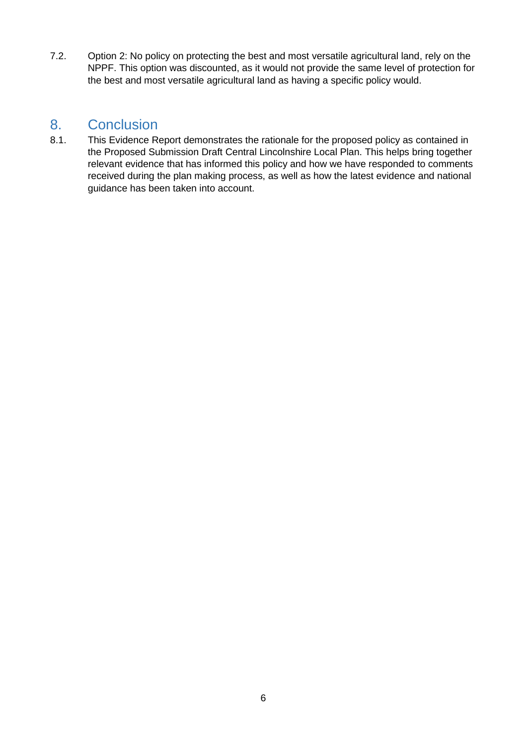7.2. Option 2: No policy on protecting the best and most versatile agricultural land, rely on the NPPF. This option was discounted, as it would not provide the same level of protection for the best and most versatile agricultural land as having a specific policy would.

## 8. Conclusion

8.1. This Evidence Report demonstrates the rationale for the proposed policy as contained in the Proposed Submission Draft Central Lincolnshire Local Plan. This helps bring together relevant evidence that has informed this policy and how we have responded to comments received during the plan making process, as well as how the latest evidence and national guidance has been taken into account.